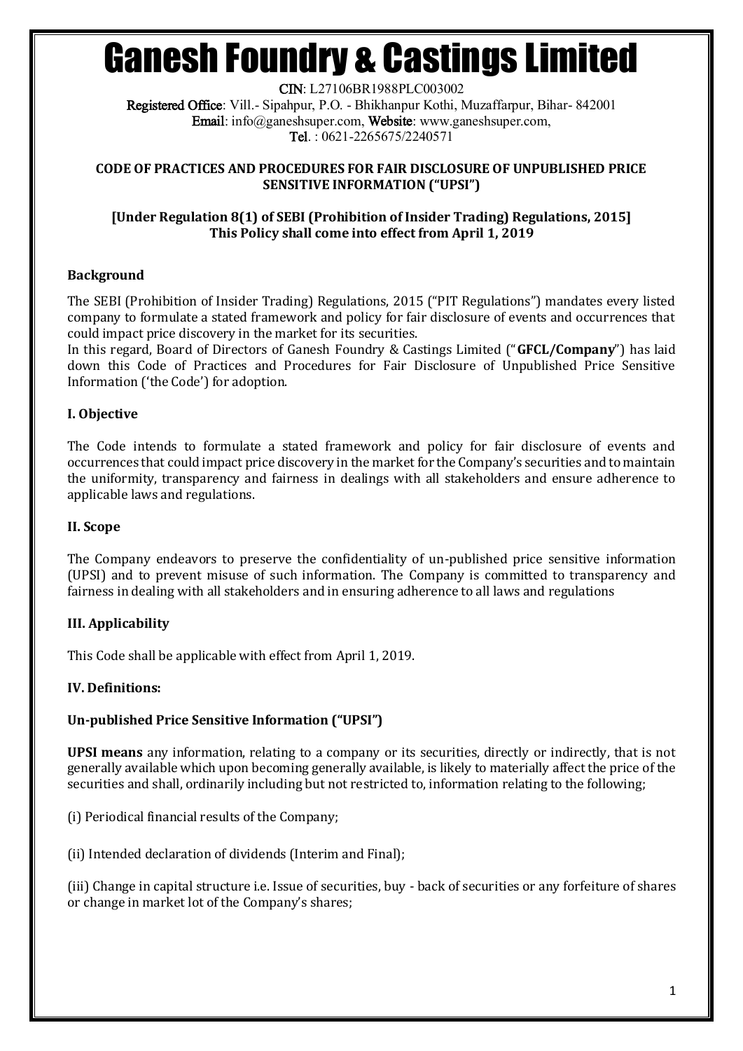# Ganesh Foundry & Castings Limited

**CIN**: L27106BR1988PLC003002
**Registered Office**: Vill.- Sipahpur, P.O. - Bhikhanpur Kothi, Muzaffarpur, Bihar- 842001
**Email**: info@ganeshsuper.com, **Website**: www.ganeshsuper.com,
**Tel**. : 0621-2265675/2240571

## CODE OF PRACTICES AND PROCEDURES FOR FAIR DISCLOSURE OF UNPUBLISHED PRICE SENSITIVE INFORMATION ("UPSI")

**[Under Regulation 8(1) of SEBI (Prohibition of Insider Trading) Regulations, 2015]**
**This Policy shall come into effect from April 1, 2019**

### Background

The SEBI (Prohibition of Insider Trading) Regulations, 2015 ("PIT Regulations") mandates every listed company to formulate a stated framework and policy for fair disclosure of events and occurrences that could impact price discovery in the market for its securities.
In this regard, Board of Directors of Ganesh Foundry & Castings Limited ("**GFCL/Company**") has laid down this Code of Practices and Procedures for Fair Disclosure of Unpublished Price Sensitive Information ('the Code') for adoption.

### I. Objective

The Code intends to formulate a stated framework and policy for fair disclosure of events and occurrences that could impact price discovery in the market for the Company's securities and to maintain the uniformity, transparency and fairness in dealings with all stakeholders and ensure adherence to applicable laws and regulations.

### II. Scope

The Company endeavors to preserve the confidentiality of un-published price sensitive information (UPSI) and to prevent misuse of such information. The Company is committed to transparency and fairness in dealing with all stakeholders and in ensuring adherence to all laws and regulations

### III. Applicability

This Code shall be applicable with effect from April 1, 2019.

### IV. Definitions:

#### Un-published Price Sensitive Information ("UPSI")

**UPSI means** any information, relating to a company or its securities, directly or indirectly, that is not generally available which upon becoming generally available, is likely to materially affect the price of the securities and shall, ordinarily including but not restricted to, information relating to the following;

(i) Periodical financial results of the Company;

(ii) Intended declaration of dividends (Interim and Final);

(iii) Change in capital structure i.e. Issue of securities, buy - back of securities or any forfeiture of shares or change in market lot of the Company's shares;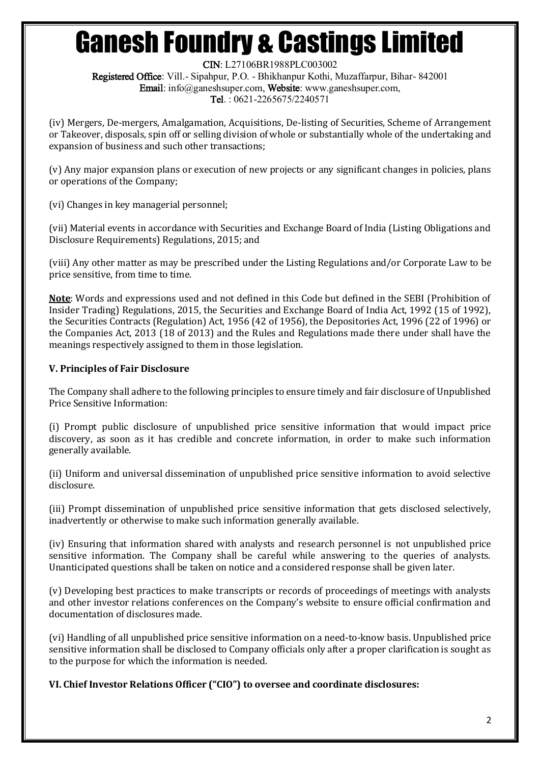(iv) Mergers, De-mergers, Amalgamation, Acquisitions, De-listing of Securities, Scheme of Arrangement or Takeover, disposals, spin off or selling division of whole or substantially whole of the undertaking and expansion of business and such other transactions;

(v) Any major expansion plans or execution of new projects or any significant changes in policies, plans or operations of the Company;

(vi) Changes in key managerial personnel;

(vii) Material events in accordance with Securities and Exchange Board of India (Listing Obligations and Disclosure Requirements) Regulations, 2015; and

(viii) Any other matter as may be prescribed under the Listing Regulations and/or Corporate Law to be price sensitive, from time to time.

**Note**: Words and expressions used and not defined in this Code but defined in the SEBI (Prohibition of Insider Trading) Regulations, 2015, the Securities and Exchange Board of India Act, 1992 (15 of 1992), the Securities Contracts (Regulation) Act, 1956 (42 of 1956), the Depositories Act, 1996 (22 of 1996) or the Companies Act, 2013 (18 of 2013) and the Rules and Regulations made there under shall have the meanings respectively assigned to them in those legislation.

### V. Principles of Fair Disclosure

The Company shall adhere to the following principles to ensure timely and fair disclosure of Unpublished Price Sensitive Information:

(i) Prompt public disclosure of unpublished price sensitive information that would impact price discovery, as soon as it has credible and concrete information, in order to make such information generally available.

(ii) Uniform and universal dissemination of unpublished price sensitive information to avoid selective disclosure.

(iii) Prompt dissemination of unpublished price sensitive information that gets disclosed selectively, inadvertently or otherwise to make such information generally available.

(iv) Ensuring that information shared with analysts and research personnel is not unpublished price sensitive information. The Company shall be careful while answering to the queries of analysts. Unanticipated questions shall be taken on notice and a considered response shall be given later.

(v) Developing best practices to make transcripts or records of proceedings of meetings with analysts and other investor relations conferences on the Company's website to ensure official confirmation and documentation of disclosures made.

(vi) Handling of all unpublished price sensitive information on a need-to-know basis. Unpublished price sensitive information shall be disclosed to Company officials only after a proper clarification is sought as to the purpose for which the information is needed.

### VI. Chief Investor Relations Officer ("CIO") to oversee and coordinate disclosures: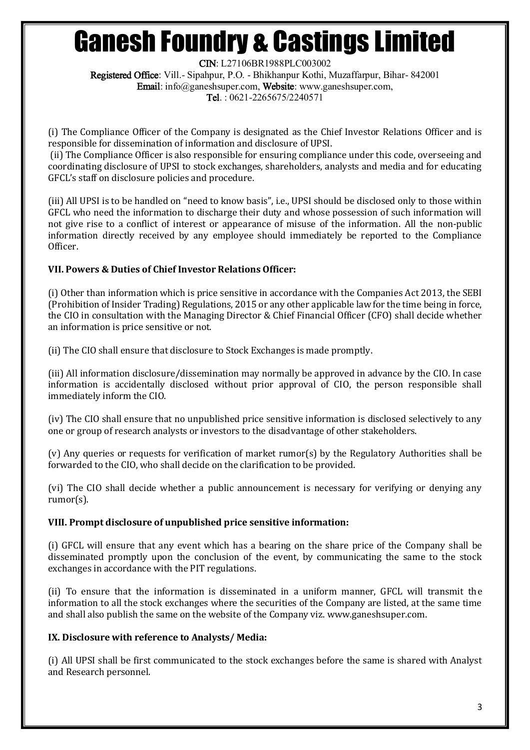(i) The Compliance Officer of the Company is designated as the Chief Investor Relations Officer and is responsible for dissemination of information and disclosure of UPSI.

(ii) The Compliance Officer is also responsible for ensuring compliance under this code, overseeing and coordinating disclosure of UPSI to stock exchanges, shareholders, analysts and media and for educating GFCL's staff on disclosure policies and procedure.

(iii) All UPSI is to be handled on "need to know basis", i.e., UPSI should be disclosed only to those within GFCL who need the information to discharge their duty and whose possession of such information will not give rise to a conflict of interest or appearance of misuse of the information. All the non-public information directly received by any employee should immediately be reported to the Compliance Officer.

### VII. Powers & Duties of Chief Investor Relations Officer:

(i) Other than information which is price sensitive in accordance with the Companies Act 2013, the SEBI (Prohibition of Insider Trading) Regulations, 2015 or any other applicable law for the time being in force, the CIO in consultation with the Managing Director & Chief Financial Officer (CFO) shall decide whether an information is price sensitive or not.

(ii) The CIO shall ensure that disclosure to Stock Exchanges is made promptly.

(iii) All information disclosure/dissemination may normally be approved in advance by the CIO. In case information is accidentally disclosed without prior approval of CIO, the person responsible shall immediately inform the CIO.

(iv) The CIO shall ensure that no unpublished price sensitive information is disclosed selectively to any one or group of research analysts or investors to the disadvantage of other stakeholders.

(v) Any queries or requests for verification of market rumor(s) by the Regulatory Authorities shall be forwarded to the CIO, who shall decide on the clarification to be provided.

(vi) The CIO shall decide whether a public announcement is necessary for verifying or denying any rumor(s).

### VIII. Prompt disclosure of unpublished price sensitive information:

(i) GFCL will ensure that any event which has a bearing on the share price of the Company shall be disseminated promptly upon the conclusion of the event, by communicating the same to the stock exchanges in accordance with the PIT regulations.

(ii) To ensure that the information is disseminated in a uniform manner, GFCL will transmit the information to all the stock exchanges where the securities of the Company are listed, at the same time and shall also publish the same on the website of the Company viz. www.ganeshsuper.com.

### IX. Disclosure with reference to Analysts/ Media:

(i) All UPSI shall be first communicated to the stock exchanges before the same is shared with Analyst and Research personnel.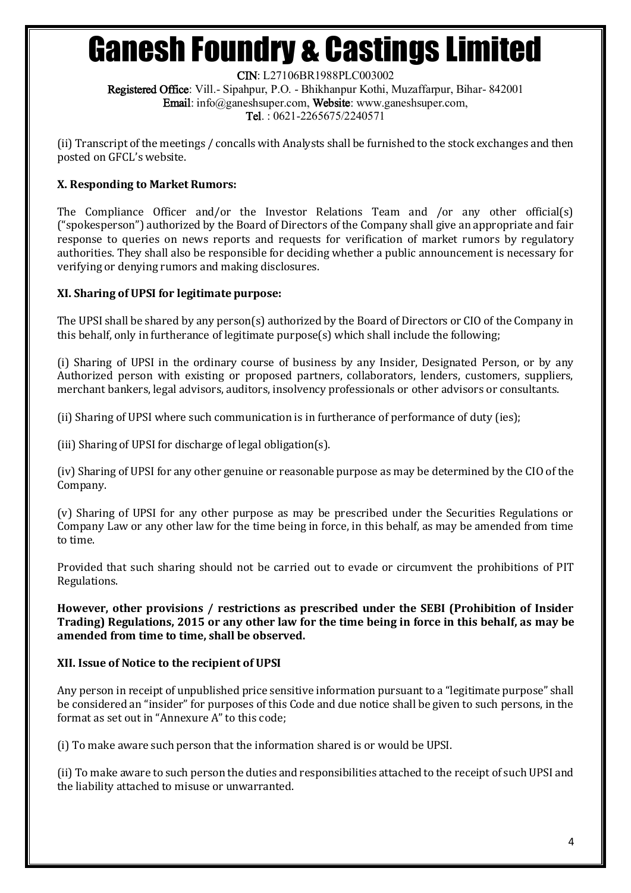(ii) Transcript of the meetings / concalls with Analysts shall be furnished to the stock exchanges and then posted on GFCL's website.

### X. Responding to Market Rumors:

The Compliance Officer and/or the Investor Relations Team and /or any other official(s) ("spokesperson") authorized by the Board of Directors of the Company shall give an appropriate and fair response to queries on news reports and requests for verification of market rumors by regulatory authorities. They shall also be responsible for deciding whether a public announcement is necessary for verifying or denying rumors and making disclosures.

### XI. Sharing of UPSI for legitimate purpose:

The UPSI shall be shared by any person(s) authorized by the Board of Directors or CIO of the Company in this behalf, only in furtherance of legitimate purpose(s) which shall include the following;

(i) Sharing of UPSI in the ordinary course of business by any Insider, Designated Person, or by any Authorized person with existing or proposed partners, collaborators, lenders, customers, suppliers, merchant bankers, legal advisors, auditors, insolvency professionals or other advisors or consultants.

(ii) Sharing of UPSI where such communication is in furtherance of performance of duty (ies);

(iii) Sharing of UPSI for discharge of legal obligation(s).

(iv) Sharing of UPSI for any other genuine or reasonable purpose as may be determined by the CIO of the Company.

(v) Sharing of UPSI for any other purpose as may be prescribed under the Securities Regulations or Company Law or any other law for the time being in force, in this behalf, as may be amended from time to time.

Provided that such sharing should not be carried out to evade or circumvent the prohibitions of PIT Regulations.

**However, other provisions / restrictions as prescribed under the SEBI (Prohibition of Insider Trading) Regulations, 2015 or any other law for the time being in force in this behalf, as may be amended from time to time, shall be observed.**

### XII. Issue of Notice to the recipient of UPSI

Any person in receipt of unpublished price sensitive information pursuant to a "legitimate purpose" shall be considered an "insider" for purposes of this Code and due notice shall be given to such persons, in the format as set out in "Annexure A" to this code;

(i) To make aware such person that the information shared is or would be UPSI.

(ii) To make aware to such person the duties and responsibilities attached to the receipt of such UPSI and the liability attached to misuse or unwarranted.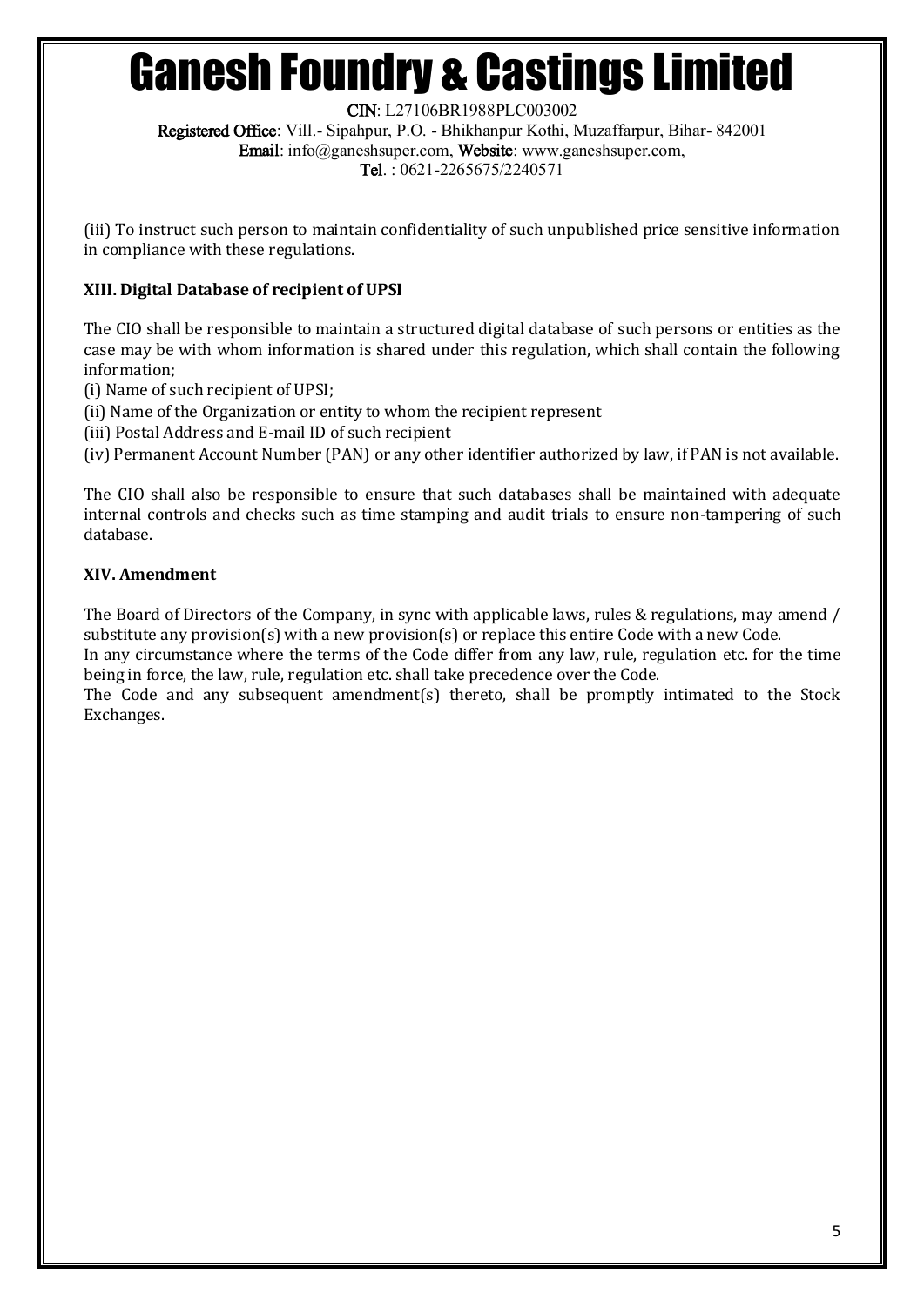(iii) To instruct such person to maintain confidentiality of such unpublished price sensitive information in compliance with these regulations.

**XIII. Digital Database of recipient of UPSI**

The CIO shall be responsible to maintain a structured digital database of such persons or entities as the case may be with whom information is shared under this regulation, which shall contain the following information;

(i) Name of such recipient of UPSI;
(ii) Name of the Organization or entity to whom the recipient represent
(iii) Postal Address and E-mail ID of such recipient
(iv) Permanent Account Number (PAN) or any other identifier authorized by law, if PAN is not available.

The CIO shall also be responsible to ensure that such databases shall be maintained with adequate internal controls and checks such as time stamping and audit trials to ensure non-tampering of such database.

**XIV. Amendment**

The Board of Directors of the Company, in sync with applicable laws, rules & regulations, may amend / substitute any provision(s) with a new provision(s) or replace this entire Code with a new Code.
In any circumstance where the terms of the Code differ from any law, rule, regulation etc. for the time being in force, the law, rule, regulation etc. shall take precedence over the Code.
The Code and any subsequent amendment(s) thereto, shall be promptly intimated to the Stock Exchanges.